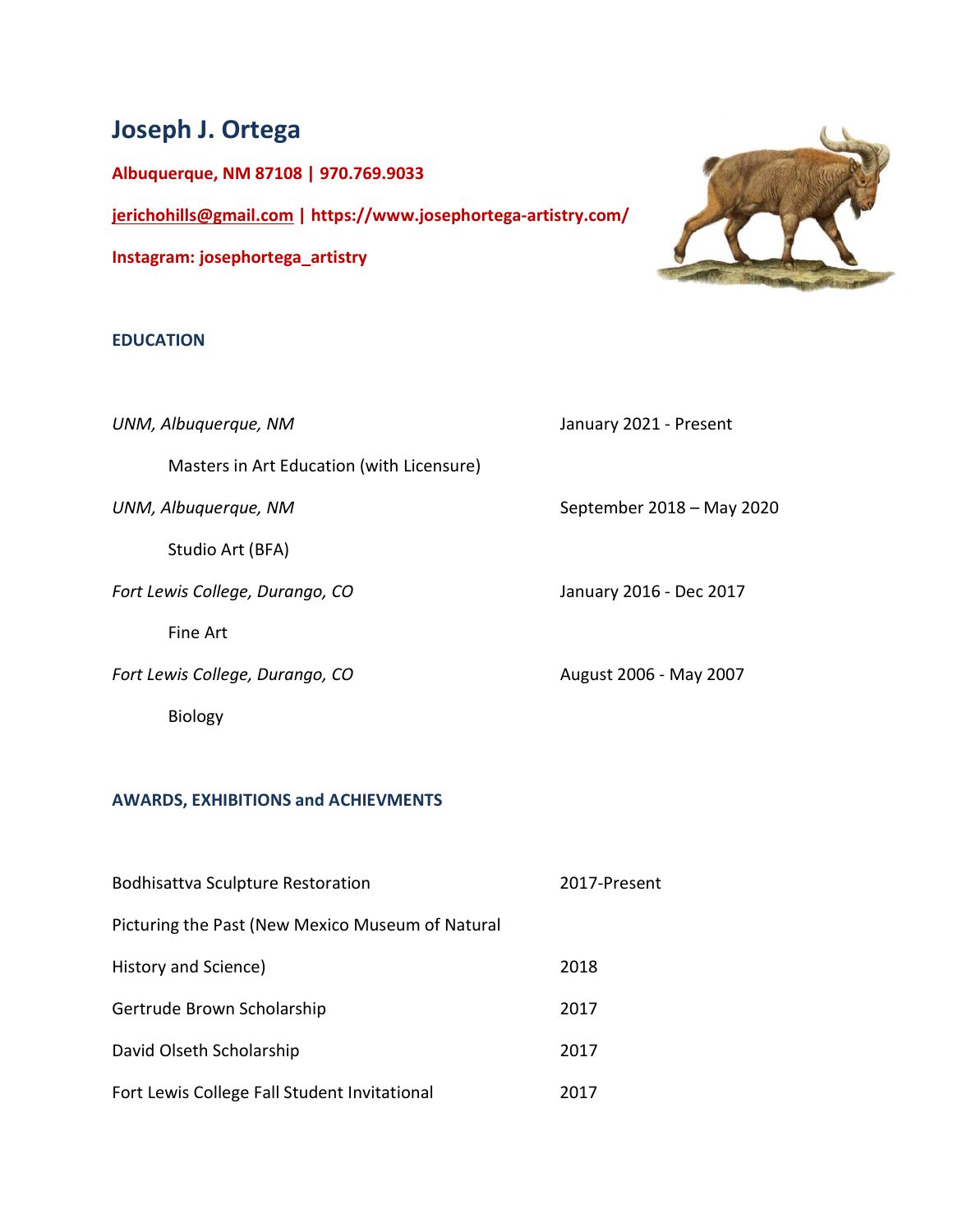# Joseph J. Ortega

**Albuquerque, NM 87108 | 970.769.9033**

**jerichohills@gmail.com | https://www.josephortega-artistry.com/**

**Instagram: josephortega_artistry**

## EDUCATION

| | |
|---|---|
| *UNM, Albuquerque, NM* | January 2021 - Present |
| Masters in Art Education (with Licensure) | |
| *UNM, Albuquerque, NM* | September 2018 – May 2020 |
| Studio Art (BFA) | |
| *Fort Lewis College, Durango, CO* | January 2016 - Dec 2017 |
| Fine Art | |
| *Fort Lewis College, Durango, CO* | August 2006 - May 2007 |
| Biology | |

## AWARDS, EXHIBITIONS and ACHIEVMENTS

| | |
|---|---|
| Bodhisattva Sculpture Restoration | 2017-Present |
| Picturing the Past (New Mexico Museum of Natural History and Science) | 2018 |
| Gertrude Brown Scholarship | 2017 |
| David Olseth Scholarship | 2017 |
| Fort Lewis College Fall Student Invitational | 2017 |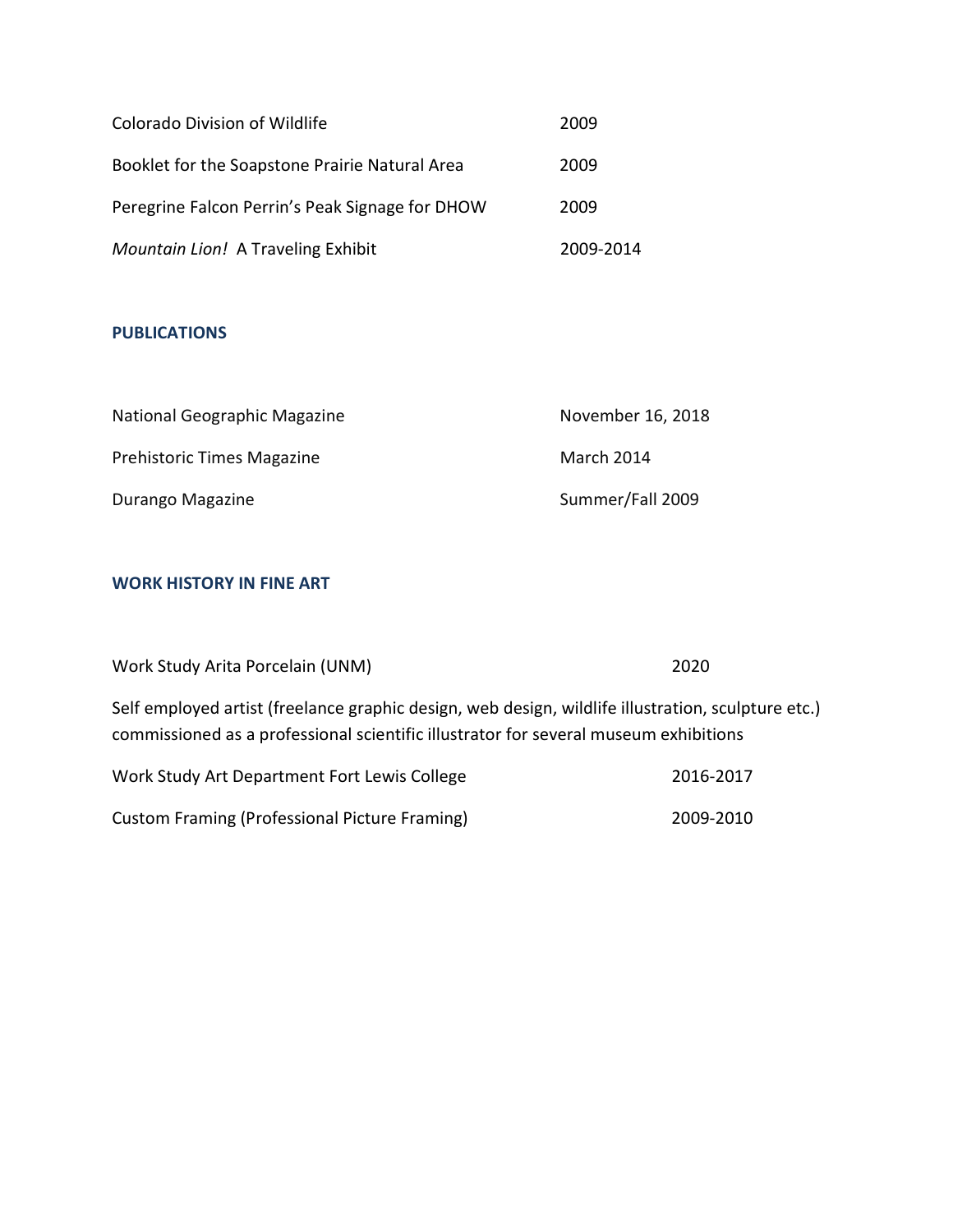| | |
|---|---|
| Colorado Division of Wildlife | 2009 |
| Booklet for the Soapstone Prairie Natural Area | 2009 |
| Peregrine Falcon Perrin's Peak Signage for DHOW | 2009 |
| *Mountain Lion!* A Traveling Exhibit | 2009-2014 |

### PUBLICATIONS

| | |
|---|---|
| National Geographic Magazine | November 16, 2018 |
| Prehistoric Times Magazine | March 2014 |
| Durango Magazine | Summer/Fall 2009 |

### WORK HISTORY IN FINE ART

Work Study Arita Porcelain (UNM) — 2020

Self employed artist (freelance graphic design, web design, wildlife illustration, sculpture etc.) commissioned as a professional scientific illustrator for several museum exhibitions

Work Study Art Department Fort Lewis College — 2016-2017

Custom Framing (Professional Picture Framing) — 2009-2010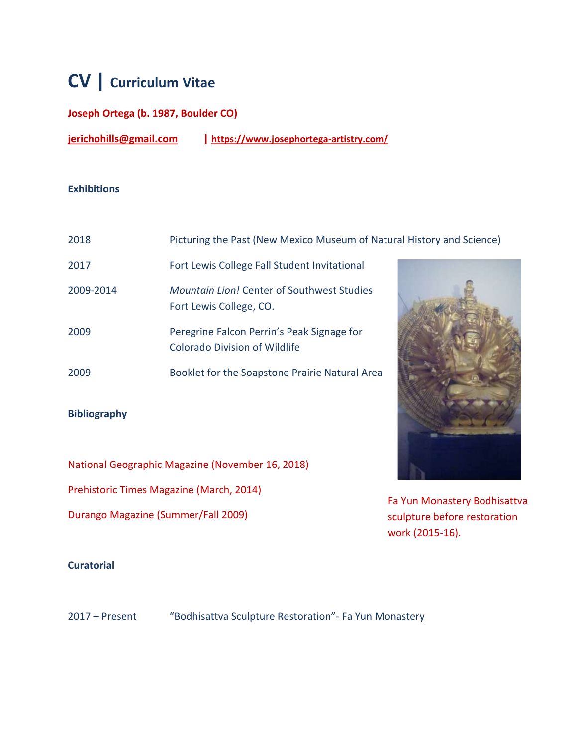# CV | Curriculum Vitae

**Joseph Ortega (b. 1987, Boulder CO)**

[jerichohills@gmail.com](mailto:jerichohills@gmail.com) | [https://www.josephortega-artistry.com/](https://www.josephortega-artistry.com/)

### Exhibitions

| | |
|---|---|
| 2018 | Picturing the Past (New Mexico Museum of Natural History and Science) |
| 2017 | Fort Lewis College Fall Student Invitational |
| 2009-2014 | *Mountain Lion!* Center of Southwest Studies Fort Lewis College, CO. |
| 2009 | Peregrine Falcon Perrin's Peak Signage for Colorado Division of Wildlife |
| 2009 | Booklet for the Soapstone Prairie Natural Area |

### Bibliography

National Geographic Magazine (November 16, 2018)

Prehistoric Times Magazine (March, 2014)

Durango Magazine (Summer/Fall 2009)

Fa Yun Monastery Bodhisattva sculpture before restoration work (2015-16).

### Curatorial

| | |
|---|---|
| 2017 – Present | "Bodhisattva Sculpture Restoration"- Fa Yun Monastery |